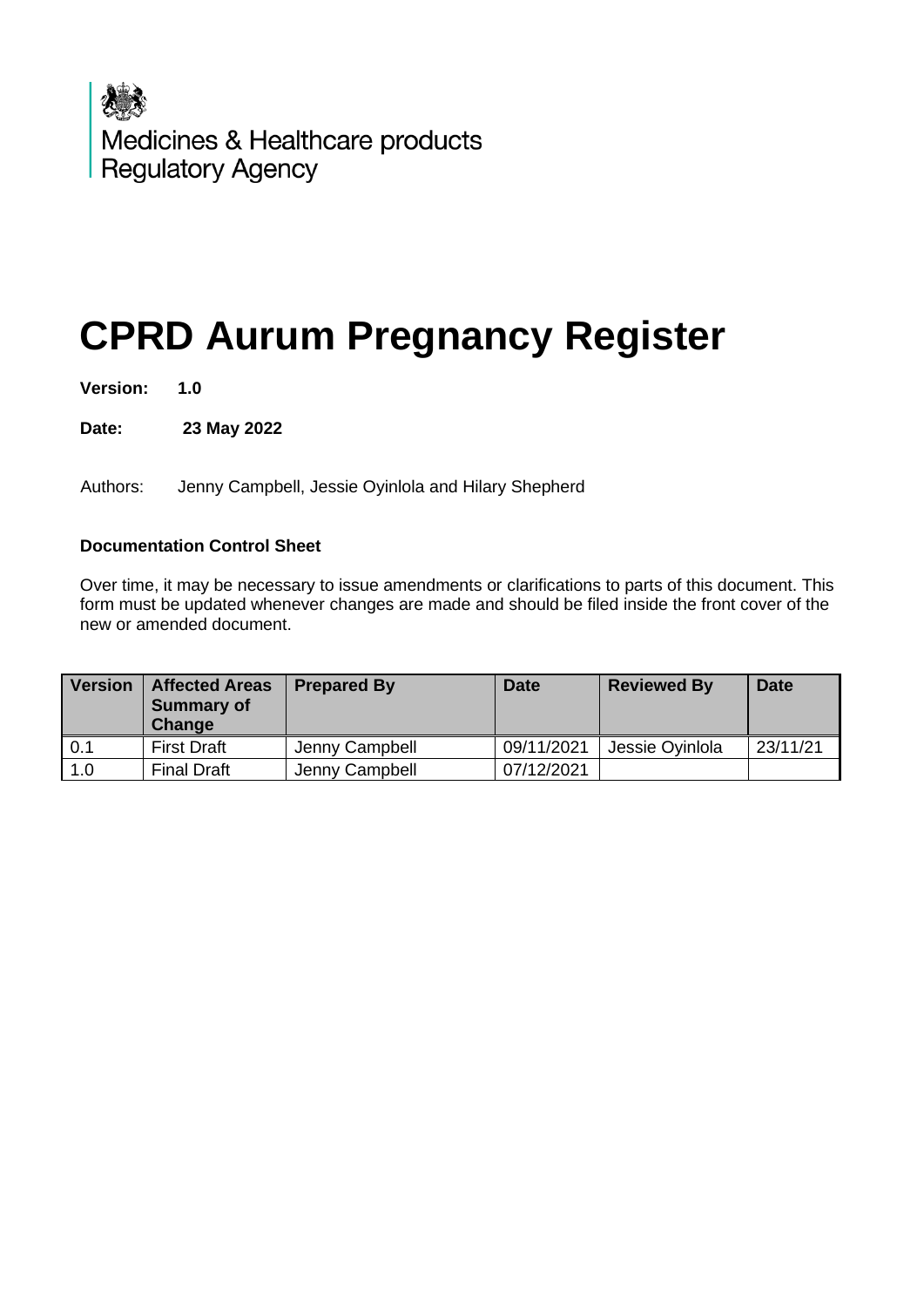Medicines & Healthcare products Regulatory Agency

# CPRD Aurum Pregnancy Register

**Version:** **1.0**

**Date:** **23 May 2022**

Authors: Jenny Campbell, Jessie Oyinlola and Hilary Shepherd

**Documentation Control Sheet**

Over time, it may be necessary to issue amendments or clarifications to parts of this document. This form must be updated whenever changes are made and should be filed inside the front cover of the new or amended document.

| Version | Affected Areas Summary of Change | Prepared By | Date | Reviewed By | Date |
|---|---|---|---|---|---|
| 0.1 | First Draft | Jenny Campbell | 09/11/2021 | Jessie Oyinlola | 23/11/21 |
| 1.0 | Final Draft | Jenny Campbell | 07/12/2021 | | |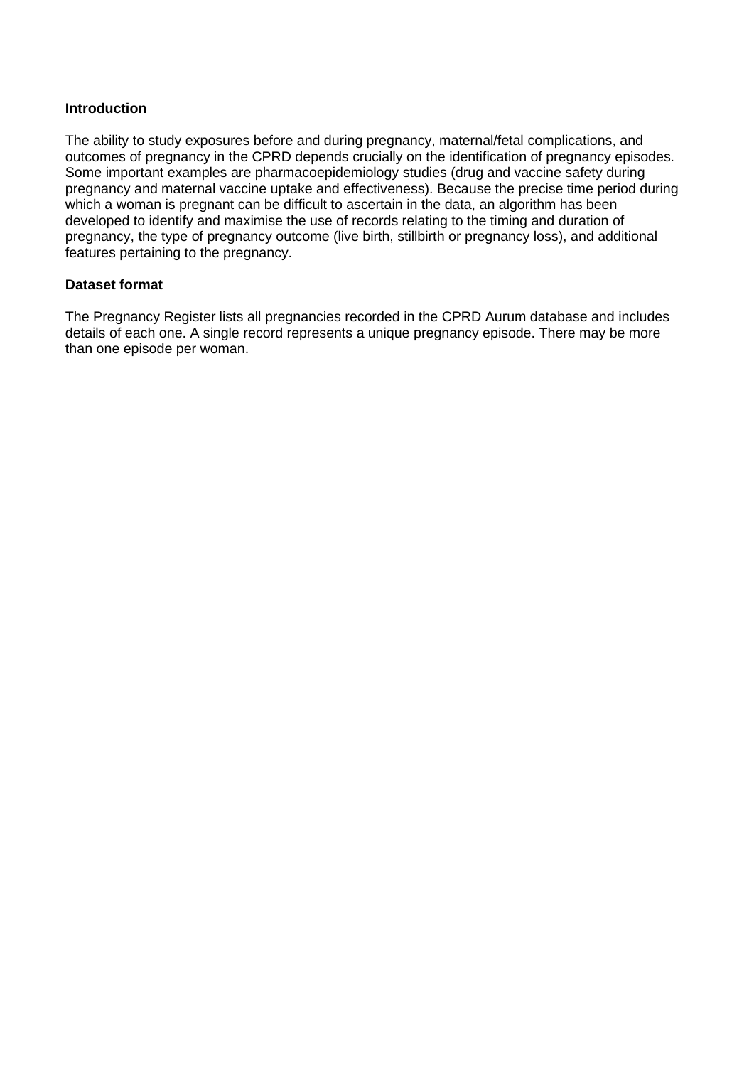**Introduction**

The ability to study exposures before and during pregnancy, maternal/fetal complications, and outcomes of pregnancy in the CPRD depends crucially on the identification of pregnancy episodes. Some important examples are pharmacoepidemiology studies (drug and vaccine safety during pregnancy and maternal vaccine uptake and effectiveness). Because the precise time period during which a woman is pregnant can be difficult to ascertain in the data, an algorithm has been developed to identify and maximise the use of records relating to the timing and duration of pregnancy, the type of pregnancy outcome (live birth, stillbirth or pregnancy loss), and additional features pertaining to the pregnancy.

**Dataset format**

The Pregnancy Register lists all pregnancies recorded in the CPRD Aurum database and includes details of each one. A single record represents a unique pregnancy episode. There may be more than one episode per woman.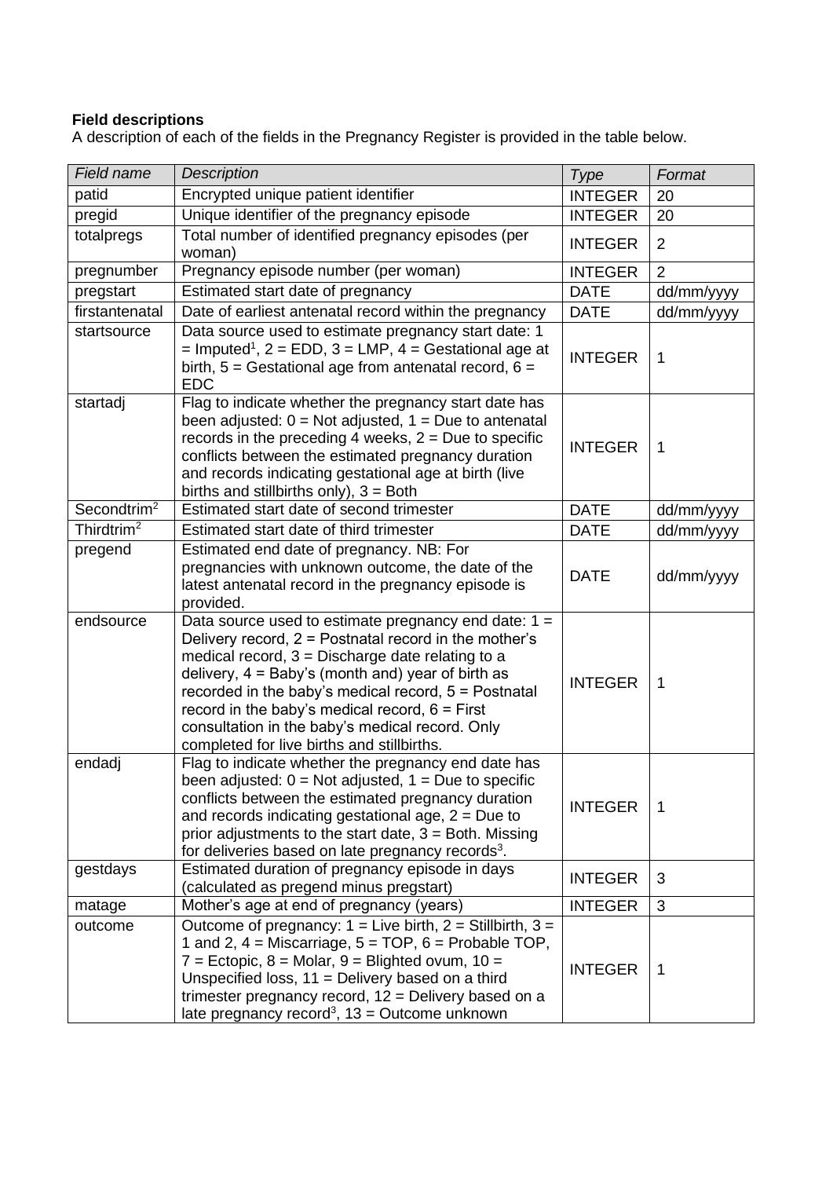**Field descriptions**

A description of each of the fields in the Pregnancy Register is provided in the table below.

| *Field name* | *Description* | *Type* | *Format* |
|---|---|---|---|
| patid | Encrypted unique patient identifier | INTEGER | 20 |
| pregid | Unique identifier of the pregnancy episode | INTEGER | 20 |
| totalpregs | Total number of identified pregnancy episodes (per woman) | INTEGER | 2 |
| pregnumber | Pregnancy episode number (per woman) | INTEGER | 2 |
| pregstart | Estimated start date of pregnancy | DATE | dd/mm/yyyy |
| firstantenatal | Date of earliest antenatal record within the pregnancy | DATE | dd/mm/yyyy |
| startsource | Data source used to estimate pregnancy start date: 1 = Imputed[1], 2 = EDD, 3 = LMP, 4 = Gestational age at birth, 5 = Gestational age from antenatal record, 6 = EDC | INTEGER | 1 |
| startadj | Flag to indicate whether the pregnancy start date has been adjusted: 0 = Not adjusted, 1 = Due to antenatal records in the preceding 4 weeks, 2 = Due to specific conflicts between the estimated pregnancy duration and records indicating gestational age at birth (live births and stillbirths only), 3 = Both | INTEGER | 1 |
| Secondtrim[2] | Estimated start date of second trimester | DATE | dd/mm/yyyy |
| Thirdtrim[2] | Estimated start date of third trimester | DATE | dd/mm/yyyy |
| pregend | Estimated end date of pregnancy. NB: For pregnancies with unknown outcome, the date of the latest antenatal record in the pregnancy episode is provided. | DATE | dd/mm/yyyy |
| endsource | Data source used to estimate pregnancy end date: 1 = Delivery record, 2 = Postnatal record in the mother's medical record, 3 = Discharge date relating to a delivery, 4 = Baby's (month and) year of birth as recorded in the baby's medical record, 5 = Postnatal record in the baby's medical record, 6 = First consultation in the baby's medical record. Only completed for live births and stillbirths. | INTEGER | 1 |
| endadj | Flag to indicate whether the pregnancy end date has been adjusted: 0 = Not adjusted, 1 = Due to specific conflicts between the estimated pregnancy duration and records indicating gestational age, 2 = Due to prior adjustments to the start date, 3 = Both. Missing for deliveries based on late pregnancy records[3]. | INTEGER | 1 |
| gestdays | Estimated duration of pregnancy episode in days (calculated as pregend minus pregstart) | INTEGER | 3 |
| matage | Mother's age at end of pregnancy (years) | INTEGER | 3 |
| outcome | Outcome of pregnancy: 1 = Live birth, 2 = Stillbirth, 3 = 1 and 2, 4 = Miscarriage, 5 = TOP, 6 = Probable TOP, 7 = Ectopic, 8 = Molar, 9 = Blighted ovum, 10 = Unspecified loss, 11 = Delivery based on a third trimester pregnancy record, 12 = Delivery based on a late pregnancy record[3], 13 = Outcome unknown | INTEGER | 1 |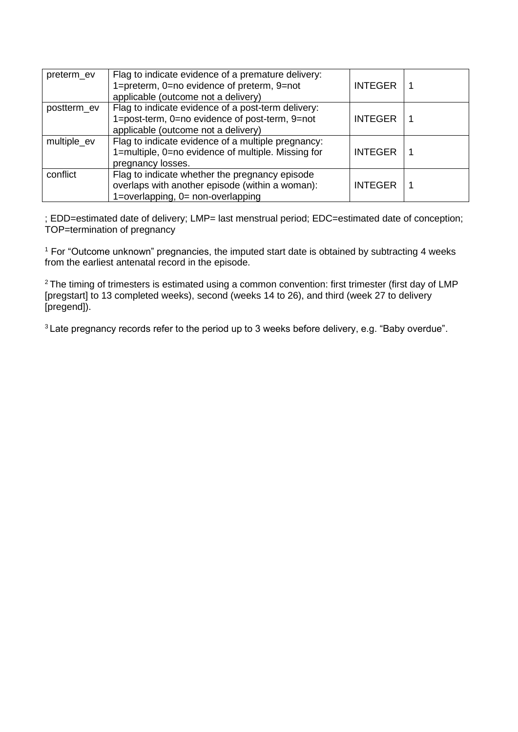| preterm_ev | Flag to indicate evidence of a premature delivery: 1=preterm, 0=no evidence of preterm, 9=not applicable (outcome not a delivery) | INTEGER | 1 |
|---|---|---|---|
| postterm_ev | Flag to indicate evidence of a post-term delivery: 1=post-term, 0=no evidence of post-term, 9=not applicable (outcome not a delivery) | INTEGER | 1 |
| multiple_ev | Flag to indicate evidence of a multiple pregnancy: 1=multiple, 0=no evidence of multiple. Missing for pregnancy losses. | INTEGER | 1 |
| conflict | Flag to indicate whether the pregnancy episode overlaps with another episode (within a woman): 1=overlapping, 0= non-overlapping | INTEGER | 1 |

; EDD=estimated date of delivery; LMP= last menstrual period; EDC=estimated date of conception; TOP=termination of pregnancy

[1] For "Outcome unknown" pregnancies, the imputed start date is obtained by subtracting 4 weeks from the earliest antenatal record in the episode.

[2] The timing of trimesters is estimated using a common convention: first trimester (first day of LMP [pregstart] to 13 completed weeks), second (weeks 14 to 26), and third (week 27 to delivery [pregend]).

[3] Late pregnancy records refer to the period up to 3 weeks before delivery, e.g. "Baby overdue".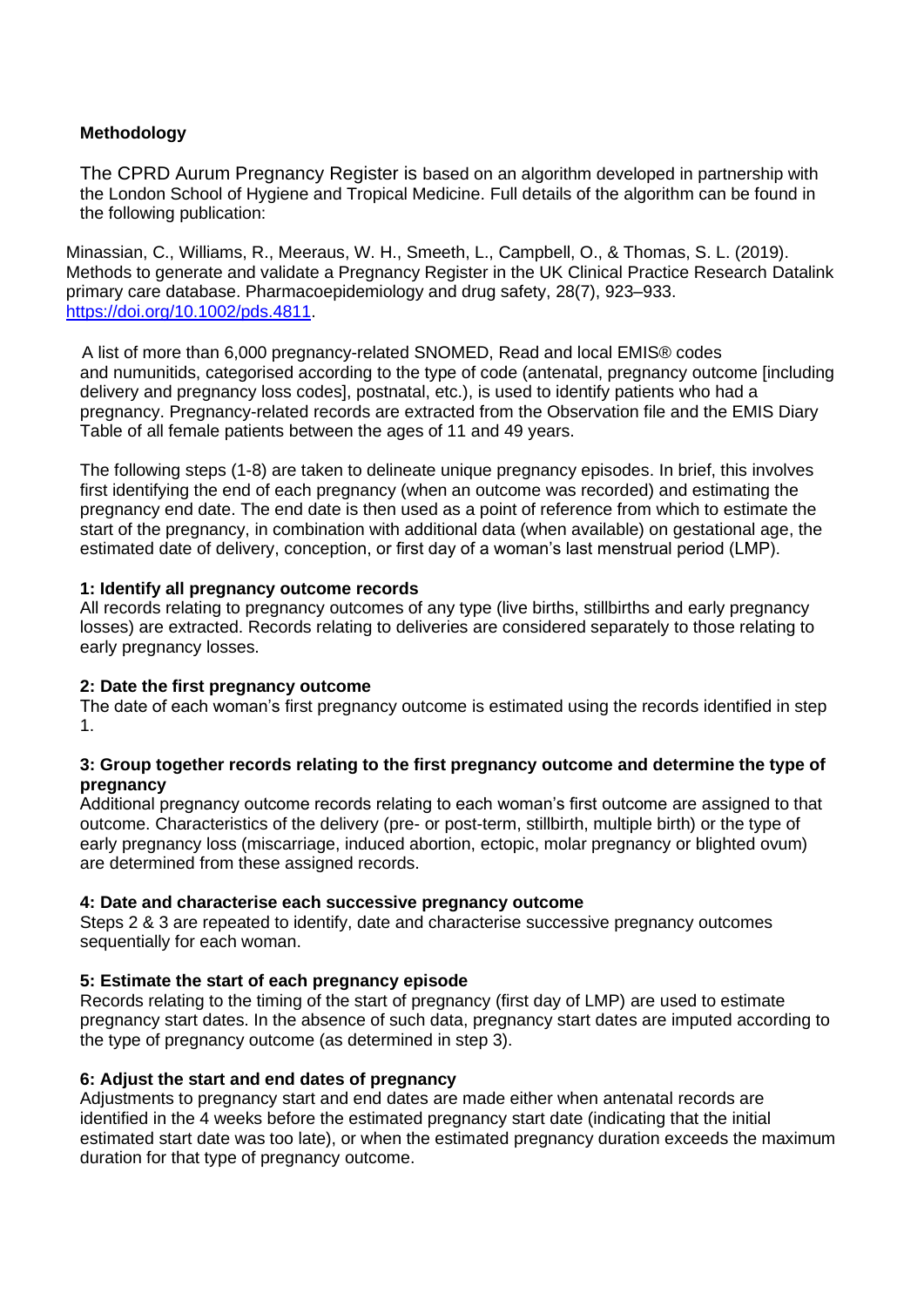**Methodology**

The CPRD Aurum Pregnancy Register is based on an algorithm developed in partnership with the London School of Hygiene and Tropical Medicine. Full details of the algorithm can be found in the following publication:

Minassian, C., Williams, R., Meeraus, W. H., Smeeth, L., Campbell, O., & Thomas, S. L. (2019). Methods to generate and validate a Pregnancy Register in the UK Clinical Practice Research Datalink primary care database. Pharmacoepidemiology and drug safety, 28(7), 923–933. [https://doi.org/10.1002/pds.4811](https://doi.org/10.1002/pds.4811).

A list of more than 6,000 pregnancy-related SNOMED, Read and local EMIS® codes and numunitids, categorised according to the type of code (antenatal, pregnancy outcome [including delivery and pregnancy loss codes], postnatal, etc.), is used to identify patients who had a pregnancy. Pregnancy-related records are extracted from the Observation file and the EMIS Diary Table of all female patients between the ages of 11 and 49 years.

The following steps (1-8) are taken to delineate unique pregnancy episodes. In brief, this involves first identifying the end of each pregnancy (when an outcome was recorded) and estimating the pregnancy end date. The end date is then used as a point of reference from which to estimate the start of the pregnancy, in combination with additional data (when available) on gestational age, the estimated date of delivery, conception, or first day of a woman's last menstrual period (LMP).

**1: Identify all pregnancy outcome records**
All records relating to pregnancy outcomes of any type (live births, stillbirths and early pregnancy losses) are extracted. Records relating to deliveries are considered separately to those relating to early pregnancy losses.

**2: Date the first pregnancy outcome**
The date of each woman's first pregnancy outcome is estimated using the records identified in step 1.

**3: Group together records relating to the first pregnancy outcome and determine the type of pregnancy**
Additional pregnancy outcome records relating to each woman's first outcome are assigned to that outcome. Characteristics of the delivery (pre- or post-term, stillbirth, multiple birth) or the type of early pregnancy loss (miscarriage, induced abortion, ectopic, molar pregnancy or blighted ovum) are determined from these assigned records.

**4: Date and characterise each successive pregnancy outcome**
Steps 2 & 3 are repeated to identify, date and characterise successive pregnancy outcomes sequentially for each woman.

**5: Estimate the start of each pregnancy episode**
Records relating to the timing of the start of pregnancy (first day of LMP) are used to estimate pregnancy start dates. In the absence of such data, pregnancy start dates are imputed according to the type of pregnancy outcome (as determined in step 3).

**6: Adjust the start and end dates of pregnancy**
Adjustments to pregnancy start and end dates are made either when antenatal records are identified in the 4 weeks before the estimated pregnancy start date (indicating that the initial estimated start date was too late), or when the estimated pregnancy duration exceeds the maximum duration for that type of pregnancy outcome.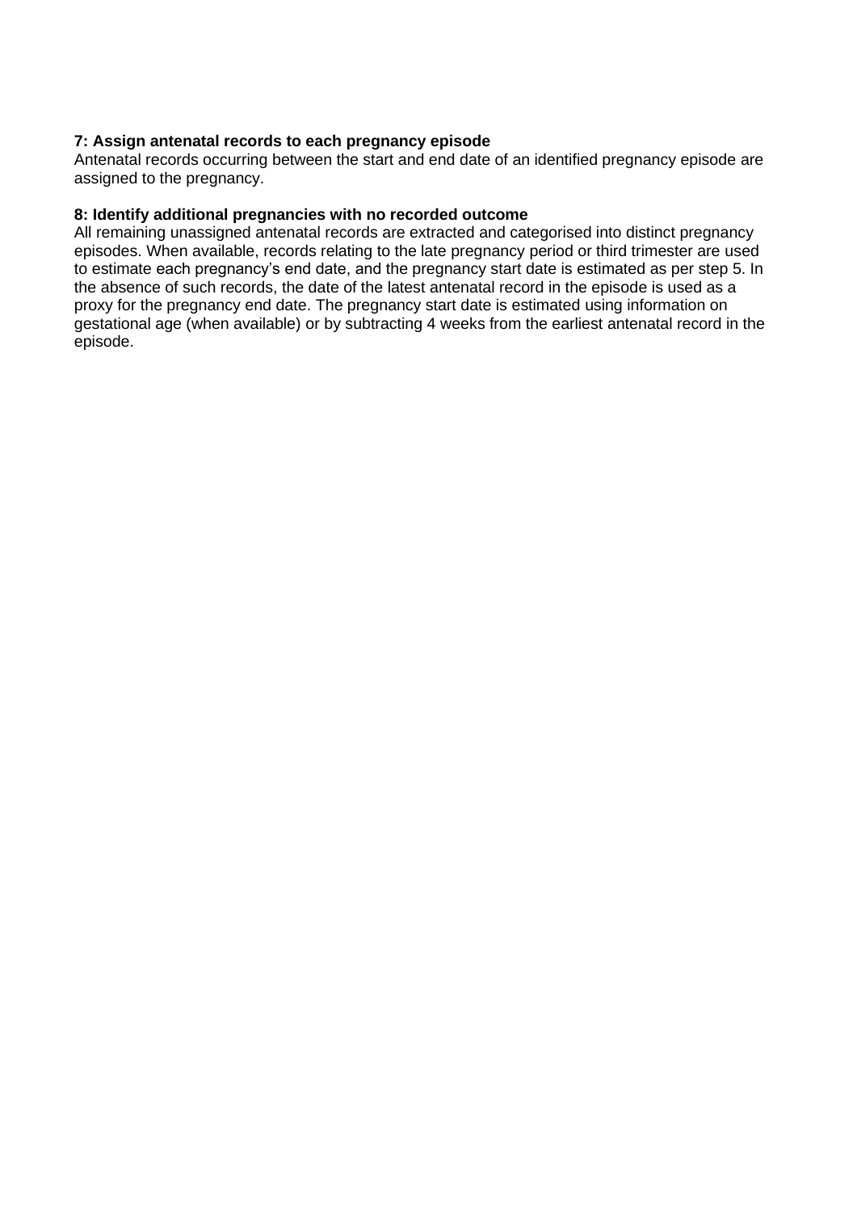**7: Assign antenatal records to each pregnancy episode**

Antenatal records occurring between the start and end date of an identified pregnancy episode are assigned to the pregnancy.

**8: Identify additional pregnancies with no recorded outcome**

All remaining unassigned antenatal records are extracted and categorised into distinct pregnancy episodes. When available, records relating to the late pregnancy period or third trimester are used to estimate each pregnancy's end date, and the pregnancy start date is estimated as per step 5. In the absence of such records, the date of the latest antenatal record in the episode is used as a proxy for the pregnancy end date. The pregnancy start date is estimated using information on gestational age (when available) or by subtracting 4 weeks from the earliest antenatal record in the episode.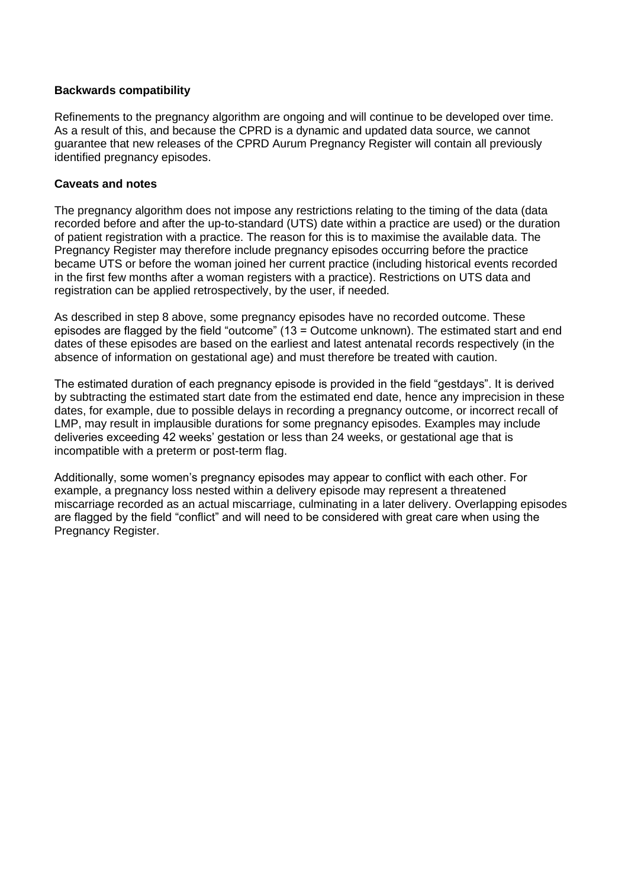**Backwards compatibility**

Refinements to the pregnancy algorithm are ongoing and will continue to be developed over time. As a result of this, and because the CPRD is a dynamic and updated data source, we cannot guarantee that new releases of the CPRD Aurum Pregnancy Register will contain all previously identified pregnancy episodes.

**Caveats and notes**

The pregnancy algorithm does not impose any restrictions relating to the timing of the data (data recorded before and after the up-to-standard (UTS) date within a practice are used) or the duration of patient registration with a practice. The reason for this is to maximise the available data. The Pregnancy Register may therefore include pregnancy episodes occurring before the practice became UTS or before the woman joined her current practice (including historical events recorded in the first few months after a woman registers with a practice). Restrictions on UTS data and registration can be applied retrospectively, by the user, if needed.

As described in step 8 above, some pregnancy episodes have no recorded outcome. These episodes are flagged by the field "outcome" (13 = Outcome unknown). The estimated start and end dates of these episodes are based on the earliest and latest antenatal records respectively (in the absence of information on gestational age) and must therefore be treated with caution.

The estimated duration of each pregnancy episode is provided in the field "gestdays". It is derived by subtracting the estimated start date from the estimated end date, hence any imprecision in these dates, for example, due to possible delays in recording a pregnancy outcome, or incorrect recall of LMP, may result in implausible durations for some pregnancy episodes. Examples may include deliveries exceeding 42 weeks' gestation or less than 24 weeks, or gestational age that is incompatible with a preterm or post-term flag.

Additionally, some women's pregnancy episodes may appear to conflict with each other. For example, a pregnancy loss nested within a delivery episode may represent a threatened miscarriage recorded as an actual miscarriage, culminating in a later delivery. Overlapping episodes are flagged by the field "conflict" and will need to be considered with great care when using the Pregnancy Register.